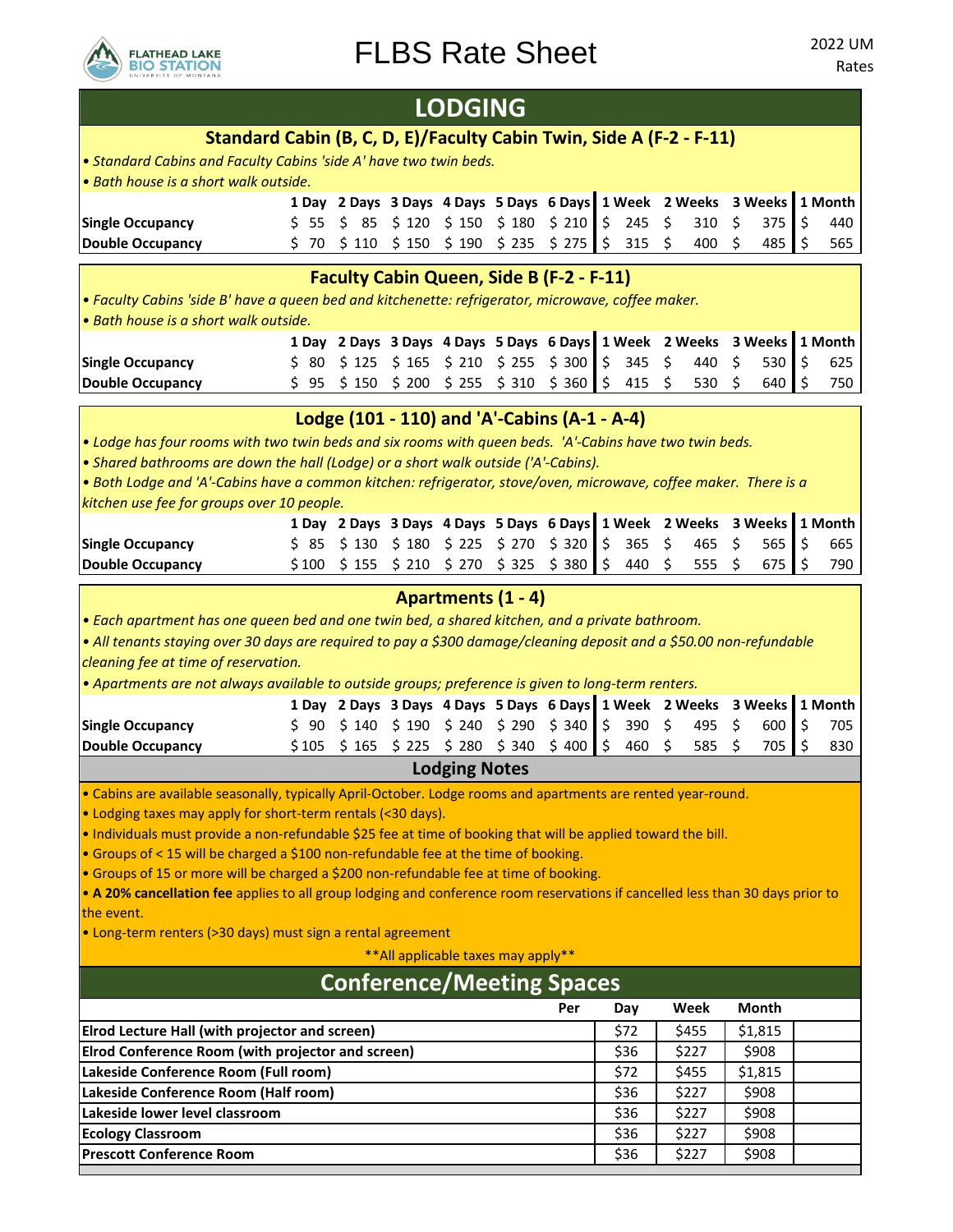# FLBS Rate Sheet

2022 UM Rates

## LODGING

### Standard Cabin (B, C, D, E)/Faculty Cabin Twin, Side A (F-2 - F-11)

- *Standard Cabins and Faculty Cabins 'side A' have two twin beds.*
- *Bath house is a short walk outside.*

| | 1 Day | 2 Days | 3 Days | 4 Days | 5 Days | 6 Days | 1 Week | 2 Weeks | 3 Weeks | 1 Month |
|---|---|---|---|---|---|---|---|---|---|---|
| **Single Occupancy** | $ 55 | $ 85 | $ 120 | $ 150 | $ 180 | $ 210 | $ 245 | $ 310 | $ 375 | $ 440 |
| **Double Occupancy** | $ 70 | $ 110 | $ 150 | $ 190 | $ 235 | $ 275 | $ 315 | $ 400 | $ 485 | $ 565 |

### Faculty Cabin Queen, Side B (F-2 - F-11)

- *Faculty Cabins 'side B' have a queen bed and kitchenette: refrigerator, microwave, coffee maker.*
- *Bath house is a short walk outside.*

| | 1 Day | 2 Days | 3 Days | 4 Days | 5 Days | 6 Days | 1 Week | 2 Weeks | 3 Weeks | 1 Month |
|---|---|---|---|---|---|---|---|---|---|---|
| **Single Occupancy** | $ 80 | $ 125 | $ 165 | $ 210 | $ 255 | $ 300 | $ 345 | $ 440 | $ 530 | $ 625 |
| **Double Occupancy** | $ 95 | $ 150 | $ 200 | $ 255 | $ 310 | $ 360 | $ 415 | $ 530 | $ 640 | $ 750 |

### Lodge (101 - 110) and 'A'-Cabins (A-1 - A-4)

- *Lodge has four rooms with two twin beds and six rooms with queen beds. 'A'-Cabins have two twin beds.*
- *Shared bathrooms are down the hall (Lodge) or a short walk outside ('A'-Cabins).*
- *Both Lodge and 'A'-Cabins have a common kitchen: refrigerator, stove/oven, microwave, coffee maker. There is a kitchen use fee for groups over 10 people.*

| | 1 Day | 2 Days | 3 Days | 4 Days | 5 Days | 6 Days | 1 Week | 2 Weeks | 3 Weeks | 1 Month |
|---|---|---|---|---|---|---|---|---|---|---|
| **Single Occupancy** | $ 85 | $ 130 | $ 180 | $ 225 | $ 270 | $ 320 | $ 365 | $ 465 | $ 565 | $ 665 |
| **Double Occupancy** | $ 100 | $ 155 | $ 210 | $ 270 | $ 325 | $ 380 | $ 440 | $ 555 | $ 675 | $ 790 |

### Apartments (1 - 4)

- *Each apartment has one queen bed and one twin bed, a shared kitchen, and a private bathroom.*
- *All tenants staying over 30 days are required to pay a $300 damage/cleaning deposit and a $50.00 non-refundable cleaning fee at time of reservation.*
- *Apartments are not always available to outside groups; preference is given to long-term renters.*

| | 1 Day | 2 Days | 3 Days | 4 Days | 5 Days | 6 Days | 1 Week | 2 Weeks | 3 Weeks | 1 Month |
|---|---|---|---|---|---|---|---|---|---|---|
| **Single Occupancy** | $ 90 | $ 140 | $ 190 | $ 240 | $ 290 | $ 340 | $ 390 | $ 495 | $ 600 | $ 705 |
| **Double Occupancy** | $ 105 | $ 165 | $ 225 | $ 280 | $ 340 | $ 400 | $ 460 | $ 585 | $ 705 | $ 830 |

### Lodging Notes

- Cabins are available seasonally, typically April-October. Lodge rooms and apartments are rented year-round.
- Lodging taxes may apply for short-term rentals (<30 days).
- Individuals must provide a non-refundable $25 fee at time of booking that will be applied toward the bill.
- Groups of < 15 will be charged a $100 non-refundable fee at the time of booking.
- Groups of 15 or more will be charged a $200 non-refundable fee at time of booking.
- **A 20% cancellation fee** applies to all group lodging and conference room reservations if cancelled less than 30 days prior to the event.
- Long-term renters (>30 days) must sign a rental agreement

**All applicable taxes may apply**

## Conference/Meeting Spaces

| Per | Day | Week | Month |
|---|---|---|---|
| **Elrod Lecture Hall (with projector and screen)** | $72 | $455 | $1,815 |
| **Elrod Conference Room (with projector and screen)** | $36 | $227 | $908 |
| **Lakeside Conference Room (Full room)** | $72 | $455 | $1,815 |
| **Lakeside Conference Room (Half room)** | $36 | $227 | $908 |
| **Lakeside lower level classroom** | $36 | $227 | $908 |
| **Ecology Classroom** | $36 | $227 | $908 |
| **Prescott Conference Room** | $36 | $227 | $908 |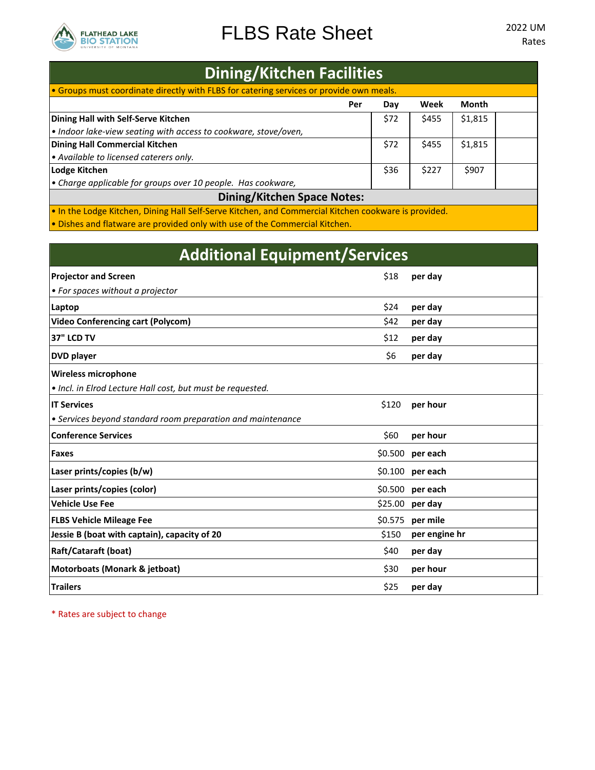# FLBS Rate Sheet

2022 UM Rates

## Dining/Kitchen Facilities

• Groups must coordinate directly with FLBS for catering services or provide own meals.

| Per | Day | Week | Month |
|---|---|---|---|
| **Dining Hall with Self-Serve Kitchen**<br>*• Indoor lake-view seating with access to cookware, stove/oven,* | $72 | $455 | $1,815 |
| **Dining Hall Commercial Kitchen**<br>*• Available to licensed caterers only.* | $72 | $455 | $1,815 |
| **Lodge Kitchen**<br>*• Charge applicable for groups over 10 people. Has cookware,* | $36 | $227 | $907 |

### Dining/Kitchen Space Notes:

• In the Lodge Kitchen, Dining Hall Self-Serve Kitchen, and Commercial Kitchen cookware is provided.
• Dishes and flatware are provided only with use of the Commercial Kitchen.

## Additional Equipment/Services

| | | |
|---|---|---|
| **Projector and Screen**<br>*• For spaces without a projector* | $18 | **per day** |
| **Laptop** | $24 | **per day** |
| **Video Conferencing cart (Polycom)** | $42 | **per day** |
| **37" LCD TV** | $12 | **per day** |
| **DVD player** | $6 | **per day** |
| **Wireless microphone**<br>*• Incl. in Elrod Lecture Hall cost, but must be requested.* | | |
| **IT Services**<br>*• Services beyond standard room preparation and maintenance* | $120 | **per hour** |
| **Conference Services** | $60 | **per hour** |
| **Faxes** | $0.500 | **per each** |
| **Laser prints/copies (b/w)** | $0.100 | **per each** |
| **Laser prints/copies (color)** | $0.500 | **per each** |
| **Vehicle Use Fee** | $25.00 | **per day** |
| **FLBS Vehicle Mileage Fee** | $0.575 | **per mile** |
| **Jessie B (boat with captain), capacity of 20** | $150 | **per engine hr** |
| **Raft/Cataraft (boat)** | $40 | **per day** |
| **Motorboats (Monark & jetboat)** | $30 | **per hour** |
| **Trailers** | $25 | **per day** |

\* Rates are subject to change